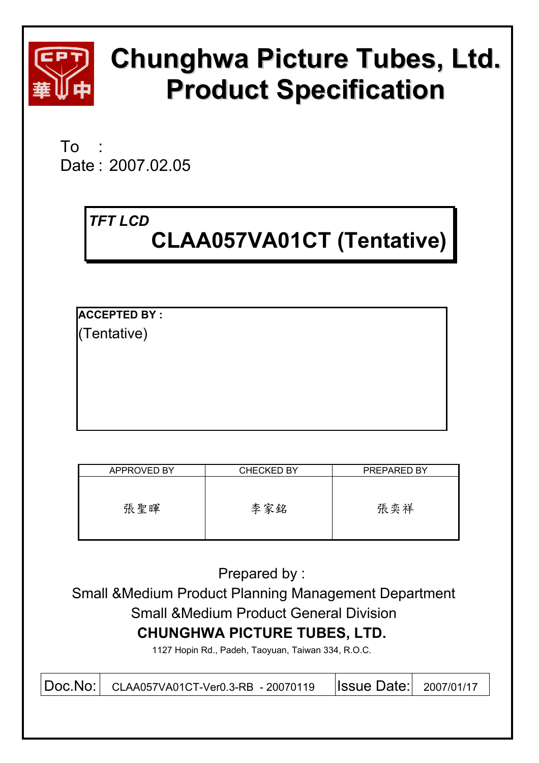# Chunghwa Picture Tubes, Ltd.
# Product Specification

To :
Date : 2007.02.05

***TFT LCD***

## CLAA057VA01CT (Tentative)

**ACCEPTED BY :**
(Tentative)

| APPROVED BY | CHECKED BY | PREPARED BY |
|---|---|---|
| 張聖暉 | 李家銘 | 張奕祥 |

Prepared by :
Small &Medium Product Planning Management Department
Small &Medium Product General Division
**CHUNGHWA PICTURE TUBES, LTD.**
1127 Hopin Rd., Padeh, Taoyuan, Taiwan 334, R.O.C.

| Doc.No: | CLAA057VA01CT-Ver0.3-RB - 20070119 | Issue Date: | 2007/01/17 |
|---|---|---|---|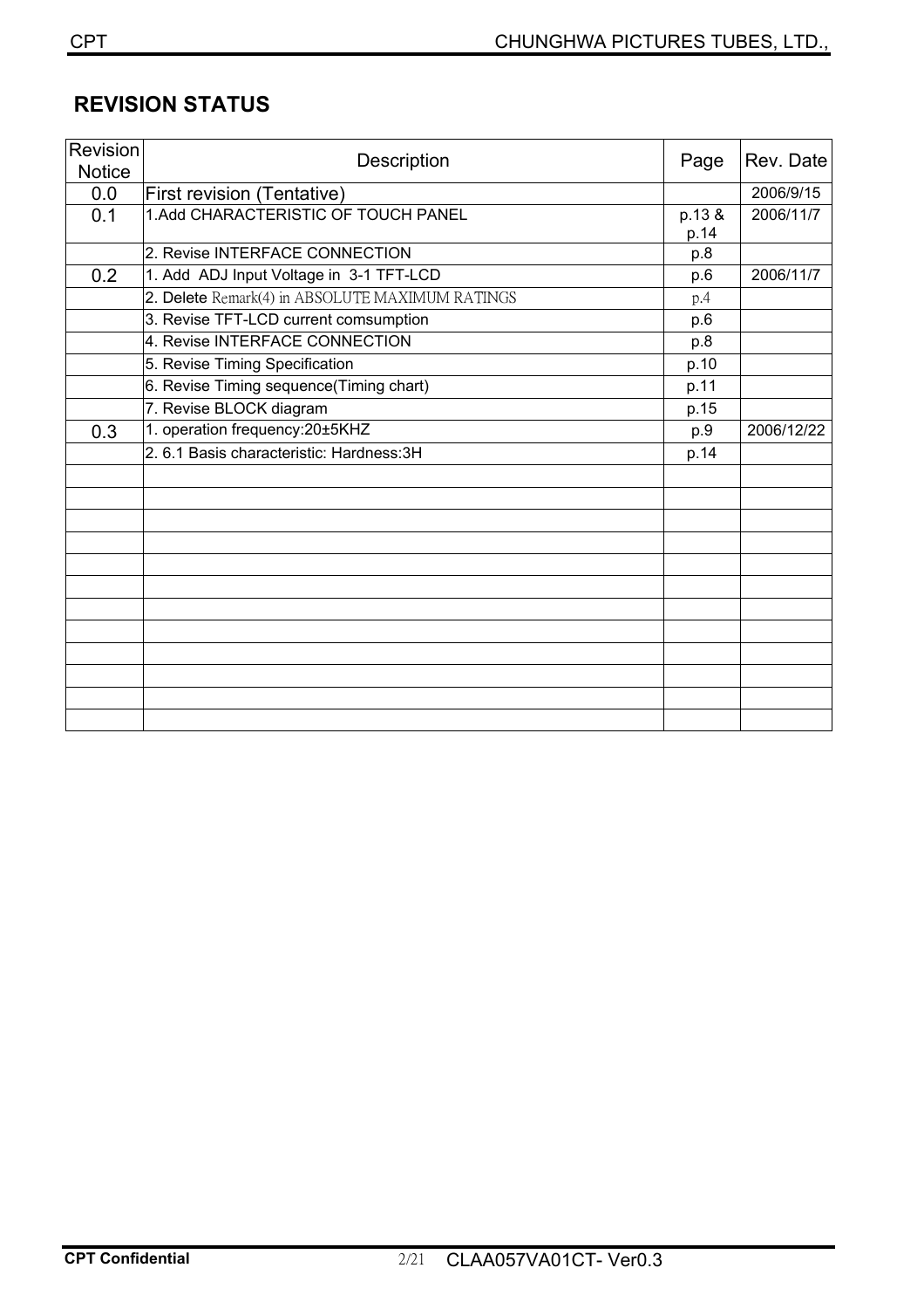## REVISION STATUS

| Revision Notice | Description | Page | Rev. Date |
|---|---|---|---|
| 0.0 | First revision (Tentative) | | 2006/9/15 |
| 0.1 | 1.Add CHARACTERISTIC OF TOUCH PANEL | p.13 & p.14 | 2006/11/7 |
| | 2. Revise INTERFACE CONNECTION | p.8 | |
| 0.2 | 1. Add ADJ Input Voltage in 3-1 TFT-LCD | p.6 | 2006/11/7 |
| | 2. Delete Remark(4) in ABSOLUTE MAXIMUM RATINGS | p.4 | |
| | 3. Revise TFT-LCD current comsumption | p.6 | |
| | 4. Revise INTERFACE CONNECTION | p.8 | |
| | 5. Revise Timing Specification | p.10 | |
| | 6. Revise Timing sequence(Timing chart) | p.11 | |
| | 7. Revise BLOCK diagram | p.15 | |
| 0.3 | 1. operation frequency:20±5KHZ | p.9 | 2006/12/22 |
| | 2. 6.1 Basis characteristic: Hardness:3H | p.14 | |
| | | | |
| | | | |
| | | | |
| | | | |
| | | | |
| | | | |
| | | | |
| | | | |
| | | | |
| | | | |
| | | | |
| | | | |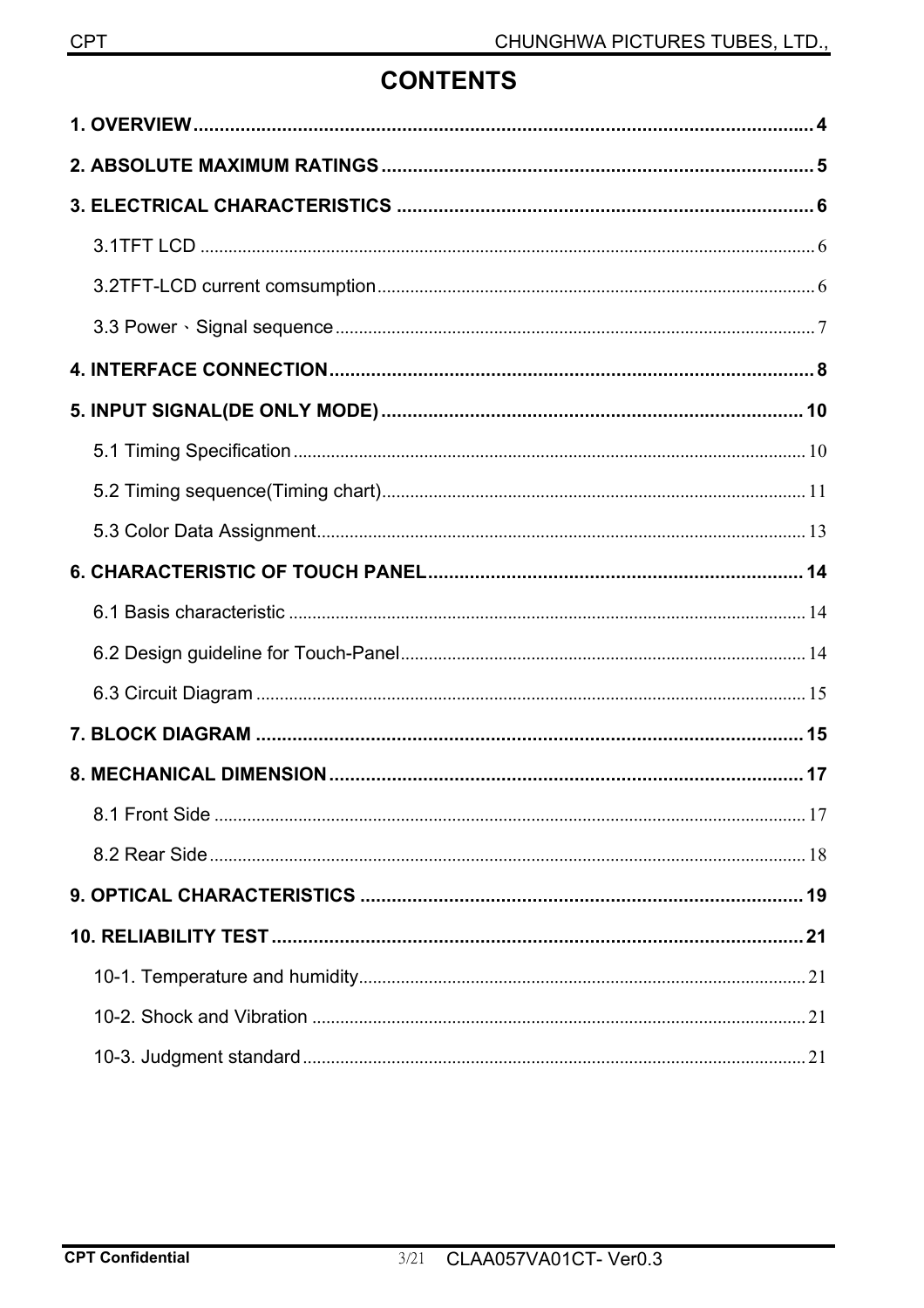# CONTENTS

**1. OVERVIEW** .......... **4**

**2. ABSOLUTE MAXIMUM RATINGS** .......... **5**

**3. ELECTRICAL CHARACTERISTICS** .......... **6**

- 3.1TFT LCD .......... 6
- 3.2TFT-LCD current comsumption .......... 6
- 3.3 Power、Signal sequence .......... 7

**4. INTERFACE CONNECTION** .......... **8**

**5. INPUT SIGNAL(DE ONLY MODE)** .......... **10**

- 5.1 Timing Specification .......... 10
- 5.2 Timing sequence(Timing chart) .......... 11
- 5.3 Color Data Assignment .......... 13

**6. CHARACTERISTIC OF TOUCH PANEL** .......... **14**

- 6.1 Basis characteristic .......... 14
- 6.2 Design guideline for Touch-Panel .......... 14
- 6.3 Circuit Diagram .......... 15

**7. BLOCK DIAGRAM** .......... **15**

**8. MECHANICAL DIMENSION** .......... **17**

- 8.1 Front Side .......... 17
- 8.2 Rear Side .......... 18

**9. OPTICAL CHARACTERISTICS** .......... **19**

**10. RELIABILITY TEST** .......... **21**

- 10-1. Temperature and humidity .......... 21
- 10-2. Shock and Vibration .......... 21
- 10-3. Judgment standard .......... 21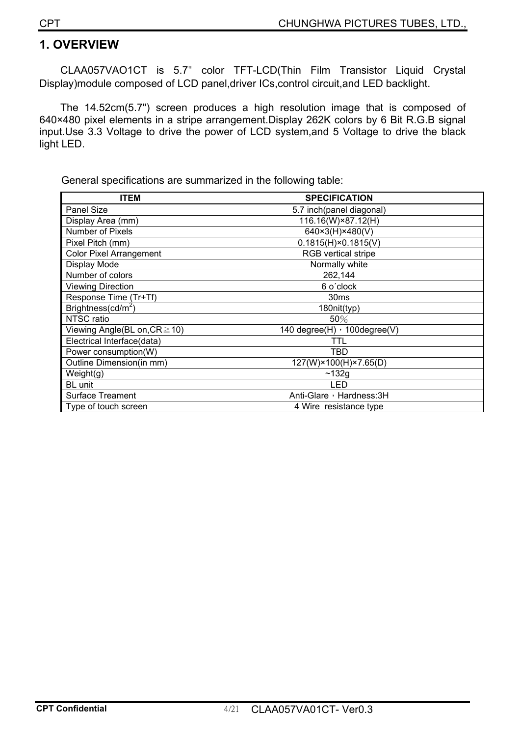# 1. OVERVIEW

CLAA057VAO1CT is 5.7" color TFT-LCD(Thin Film Transistor Liquid Crystal Display)module composed of LCD panel,driver ICs,control circuit,and LED backlight.

The 14.52cm(5.7") screen produces a high resolution image that is composed of 640×480 pixel elements in a stripe arrangement.Display 262K colors by 6 Bit R.G.B signal input.Use 3.3 Voltage to drive the power of LCD system,and 5 Voltage to drive the black light LED.

General specifications are summarized in the following table:

| ITEM | SPECIFICATION |
|---|---|
| Panel Size | 5.7 inch(panel diagonal) |
| Display Area (mm) | 116.16(W)×87.12(H) |
| Number of Pixels | 640×3(H)×480(V) |
| Pixel Pitch (mm) | 0.1815(H)×0.1815(V) |
| Color Pixel Arrangement | RGB vertical stripe |
| Display Mode | Normally white |
| Number of colors | 262,144 |
| Viewing Direction | 6 o´clock |
| Response Time (Tr+Tf) | 30ms |
| Brightness($cd/m^2$) | 180nit(typ) |
| NTSC ratio | 50％ |
| Viewing Angle(BL on,CR≧10) | 140 degree(H)，100degree(V) |
| Electrical Interface(data) | TTL |
| Power consumption(W) | TBD |
| Outline Dimension(in mm) | 127(W)×100(H)×7.65(D) |
| Weight(g) | ~132g |
| BL unit | LED |
| Surface Treament | Anti-Glare，Hardness:3H |
| Type of touch screen | 4 Wire resistance type |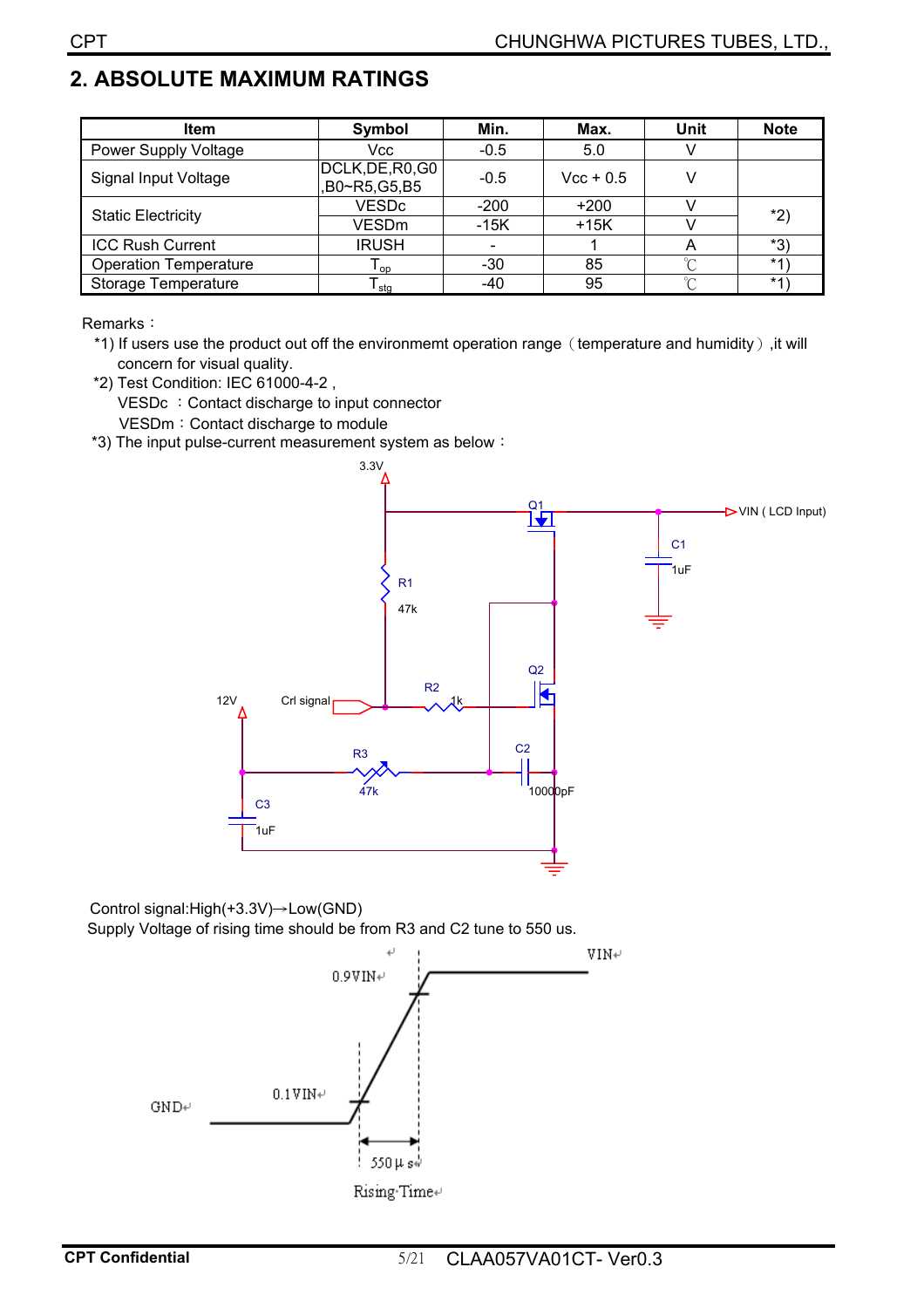## 2. ABSOLUTE MAXIMUM RATINGS

| Item | Symbol | Min. | Max. | Unit | Note |
|---|---|---|---|---|---|
| Power Supply Voltage | Vcc | -0.5 | 5.0 | V | |
| Signal Input Voltage | DCLK,DE,R0,G0 ,B0~R5,G5,B5 | -0.5 | Vcc + 0.5 | V | |
| Static Electricity | VESDc | -200 | +200 | V | *2) |
| | VESDm | -15K | +15K | V | |
| ICC Rush Current | IRUSH | - | 1 | A | *3) |
| Operation Temperature | $T_{op}$ | -30 | 85 | ℃ | *1) |
| Storage Temperature | $T_{stg}$ | -40 | 95 | ℃ | *1) |

Remarks：

*1) If users use the product out off the environmemt operation range（temperature and humidity）,it will concern for visual quality.

*2) Test Condition: IEC 61000-4-2 ,
VESDc ：Contact discharge to input connector
VESDm：Contact discharge to module

*3) The input pulse-current measurement system as below：

3.3V, Q1, VIN ( LCD Input), C1 1uF, R1 47k, Q2, 12V, Crl signal, R2 1k, R3 47k, C2 10000pF, C3 1uF

Control signal:High(+3.3V)→Low(GND)

Supply Voltage of rising time should be from R3 and C2 tune to 550 us.

VIN, 0.9VIN, 0.1VIN, GND, 550μs

Rising Time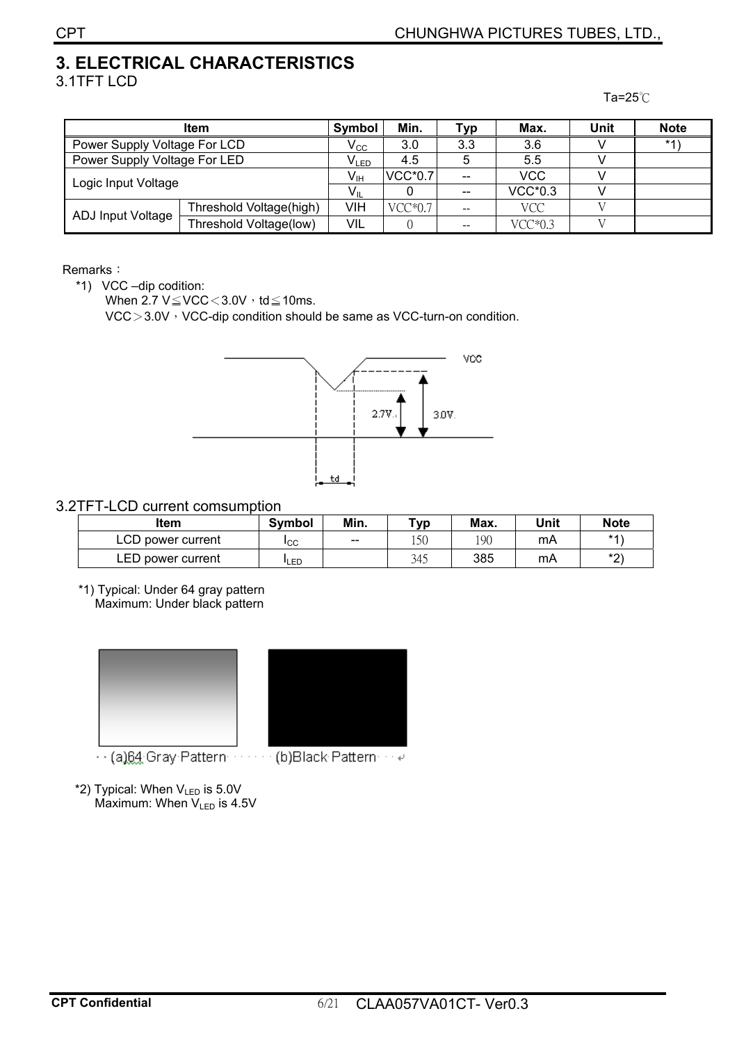# 3. ELECTRICAL CHARACTERISTICS

## 3.1TFT LCD

Ta=25℃

| Item | | Symbol | Min. | Typ | Max. | Unit | Note |
|---|---|---|---|---|---|---|---|
| Power Supply Voltage For LCD | | $V_{CC}$ | 3.0 | 3.3 | 3.6 | V | *1) |
| Power Supply Voltage For LED | | $V_{LED}$ | 4.5 | 5 | 5.5 | V | |
| Logic Input Voltage | | $V_{IH}$ | VCC*0.7 | -- | VCC | V | |
| | | $V_{IL}$ | 0 | -- | VCC*0.3 | V | |
| ADJ Input Voltage | Threshold Voltage(high) | VIH | VCC*0.7 | -- | VCC | V | |
| | Threshold Voltage(low) | VIL | 0 | -- | VCC*0.3 | V | |

Remarks：

*1) VCC –dip codition:

When 2.7 V≦VCC＜3.0V，td≦10ms.

VCC＞3.0V，VCC-dip condition should be same as VCC-turn-on condition.

VCC

2.7V

3.0V

td

## 3.2TFT-LCD current comsumption

| Item | Symbol | Min. | Typ | Max. | Unit | Note |
|---|---|---|---|---|---|---|
| LCD power current | $I_{CC}$ | -- | 150 | 190 | mA | *1) |
| LED power current | $I_{LED}$ | | 345 | 385 | mA | *2) |

*1) Typical: Under 64 gray pattern

Maximum: Under black pattern

(a)64 Gray Pattern (b)Black Pattern

*2) Typical: When $V_{LED}$ is 5.0V

Maximum: When $V_{LED}$ is 4.5V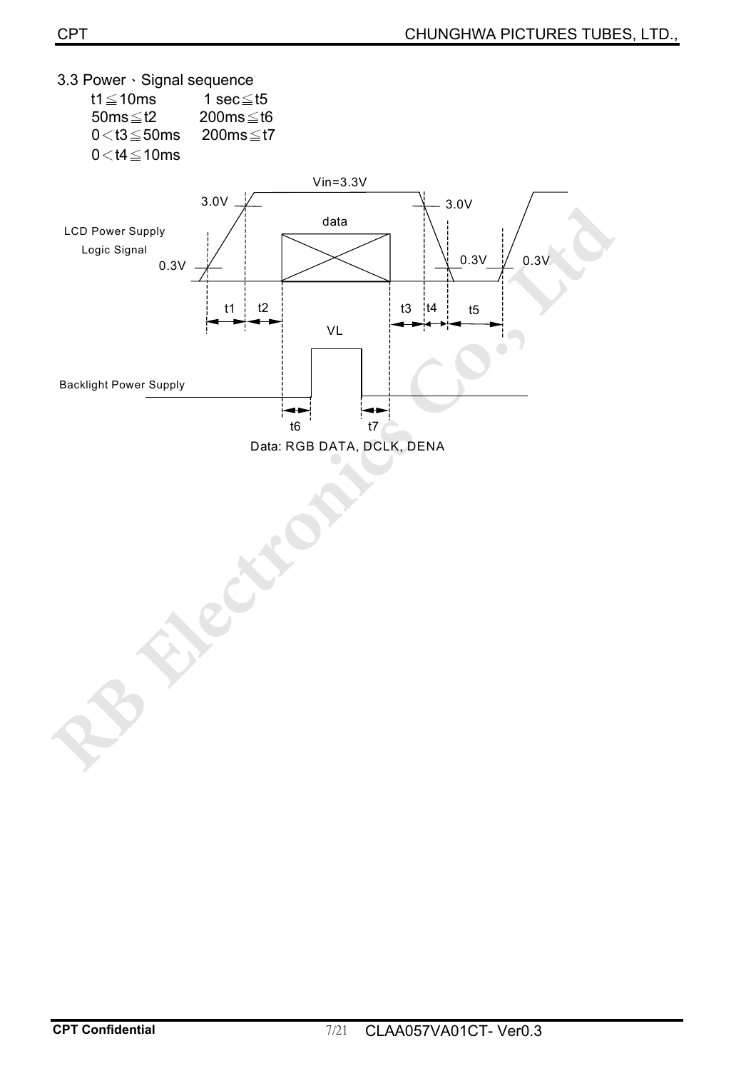### 3.3 Power、Signal sequence

| | |
|---|---|
| t1 ≦ 10ms | 1 sec ≦ t5 |
| 50ms ≦ t2 | 200ms ≦ t6 |
| 0 < t3 ≦ 50ms | 200ms ≦ t7 |
| 0 < t4 ≦ 10ms | |

Vin=3.3V

3.0V 3.0V

data

LCD Power Supply

Logic Signal

0.3V 0.3V 0.3V

t1 t2 t3 t4 t5

VL

Backlight Power Supply

t6 t7

Data: RGB DATA, DCLK, DENA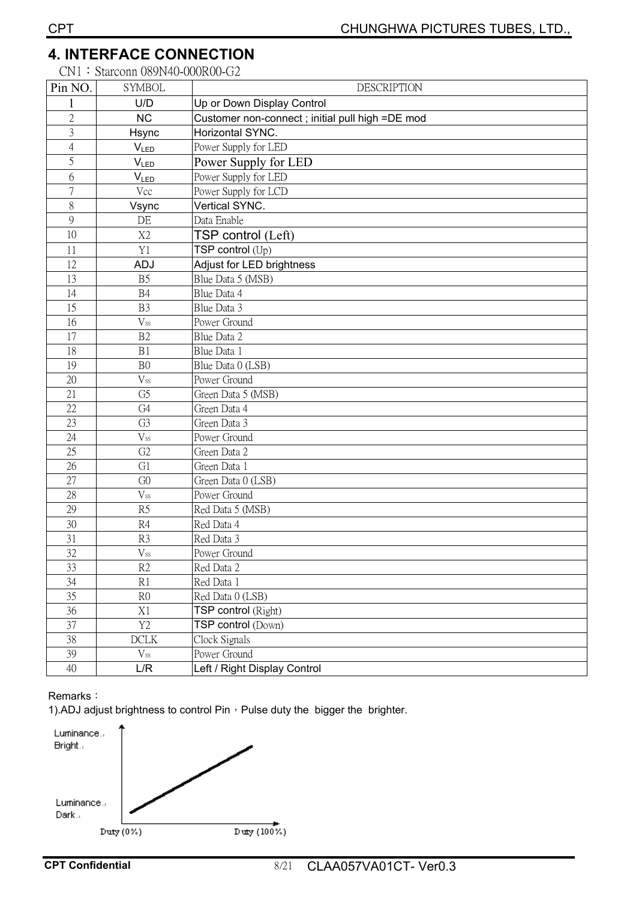# 4. INTERFACE CONNECTION

CN1：Starconn 089N40-000R00-G2

| Pin NO. | SYMBOL | DESCRIPTION |
|---|---|---|
| 1 | U/D | Up or Down Display Control |
| 2 | NC | Customer non-connect ; initial pull high =DE mod |
| 3 | Hsync | Horizontal SYNC. |
| 4 | $V_{LED}$ | Power Supply for LED |
| 5 | $V_{LED}$ | Power Supply for LED |
| 6 | $V_{LED}$ | Power Supply for LED |
| 7 | Vcc | Power Supply for LCD |
| 8 | Vsync | Vertical SYNC. |
| 9 | DE | Data Enable |
| 10 | X2 | TSP control (Left) |
| 11 | Y1 | TSP control (Up) |
| 12 | ADJ | Adjust for LED brightness |
| 13 | B5 | Blue Data 5 (MSB) |
| 14 | B4 | Blue Data 4 |
| 15 | B3 | Blue Data 3 |
| 16 | $V_{ss}$ | Power Ground |
| 17 | B2 | Blue Data 2 |
| 18 | B1 | Blue Data 1 |
| 19 | B0 | Blue Data 0 (LSB) |
| 20 | $V_{ss}$ | Power Ground |
| 21 | G5 | Green Data 5 (MSB) |
| 22 | G4 | Green Data 4 |
| 23 | G3 | Green Data 3 |
| 24 | $V_{ss}$ | Power Ground |
| 25 | G2 | Green Data 2 |
| 26 | G1 | Green Data 1 |
| 27 | G0 | Green Data 0 (LSB) |
| 28 | $V_{ss}$ | Power Ground |
| 29 | R5 | Red Data 5 (MSB) |
| 30 | R4 | Red Data 4 |
| 31 | R3 | Red Data 3 |
| 32 | $V_{ss}$ | Power Ground |
| 33 | R2 | Red Data 2 |
| 34 | R1 | Red Data 1 |
| 35 | R0 | Red Data 0 (LSB) |
| 36 | X1 | TSP control (Right) |
| 37 | Y2 | TSP control (Down) |
| 38 | DCLK | Clock Signals |
| 39 | $V_{ss}$ | Power Ground |
| 40 | L/R | Left / Right Display Control |

Remarks：

1).ADJ adjust brightness to control Pin，Pulse duty the bigger the brighter.

Luminance. Bright.

Luminance. Dark.

Duty (0%) Duty (100%)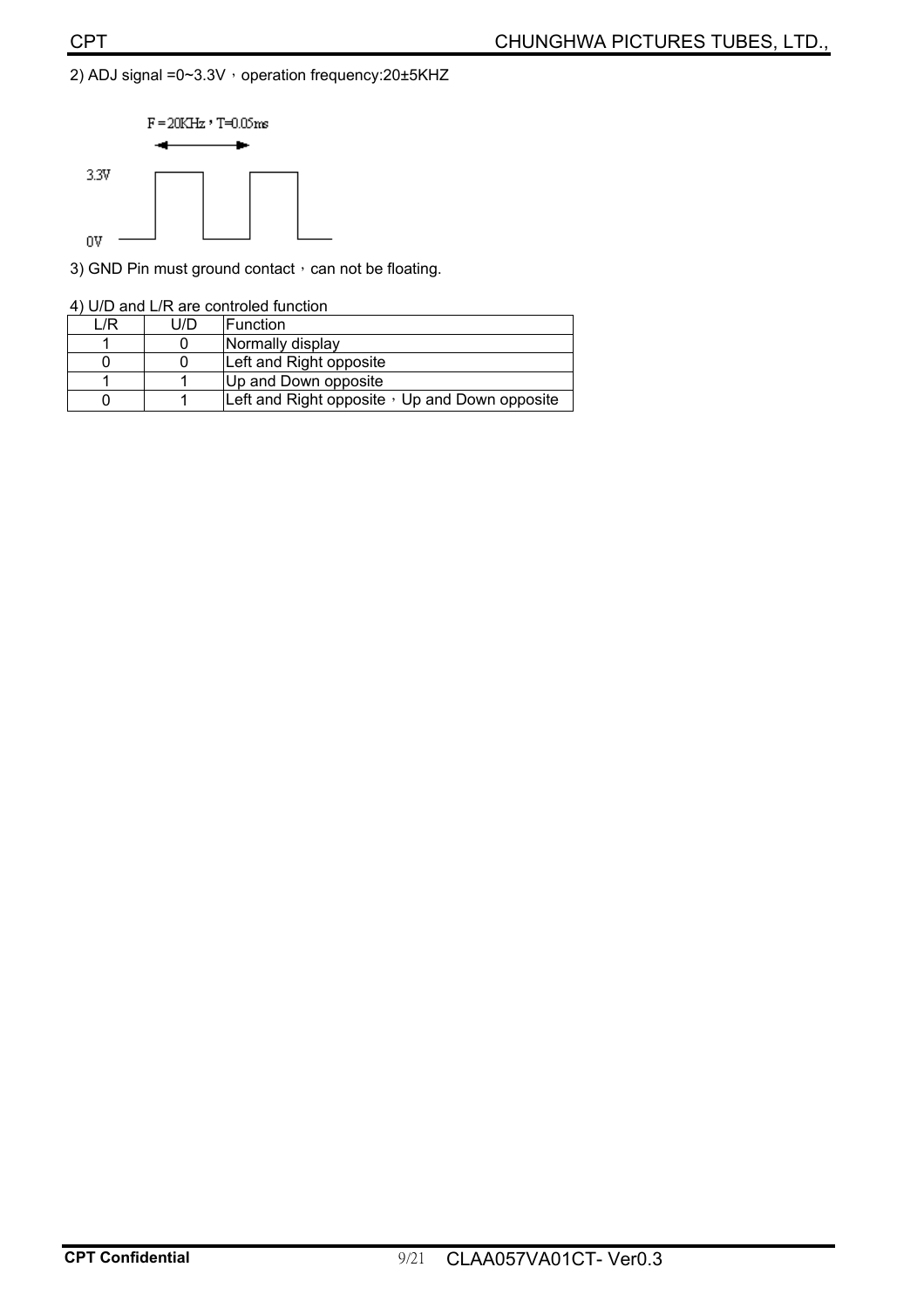2) ADJ signal =0~3.3V，operation frequency:20±5KHZ

F = 20KHz，T=0.05ms

3.3V

0V

3) GND Pin must ground contact，can not be floating.

4) U/D and L/R are controled function

| L/R | U/D | Function |
|---|---|---|
| 1 | 0 | Normally display |
| 0 | 0 | Left and Right opposite |
| 1 | 1 | Up and Down opposite |
| 0 | 1 | Left and Right opposite，Up and Down opposite |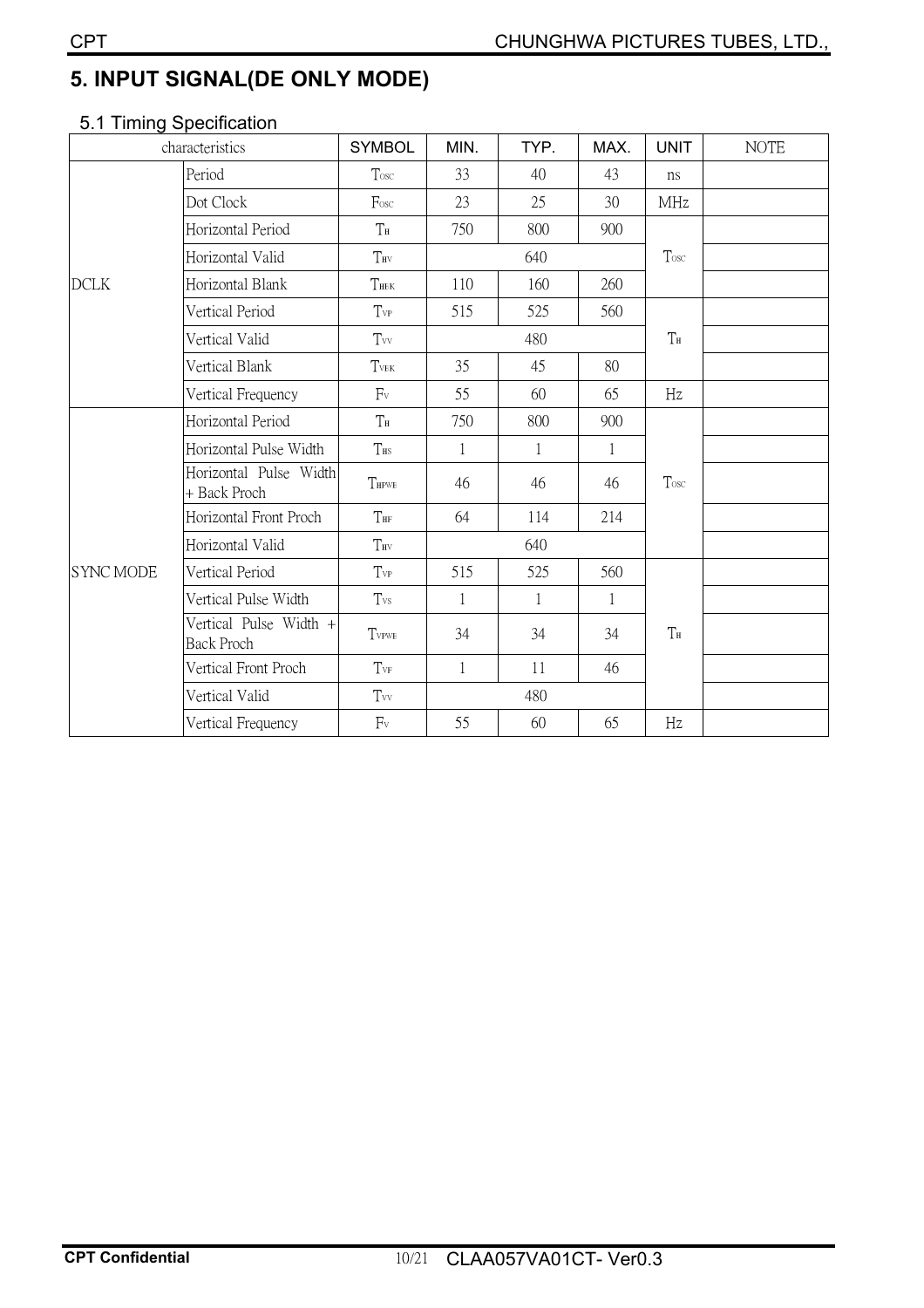# 5. INPUT SIGNAL(DE ONLY MODE)

## 5.1 Timing Specification

| characteristics | | SYMBOL | MIN. | TYP. | MAX. | UNIT | NOTE |
|---|---|---|---|---|---|---|---|
| DCLK | Period | $T_{OSC}$ | 33 | 40 | 43 | ns | |
| | Dot Clock | $F_{OSC}$ | 23 | 25 | 30 | MHz | |
| | Horizontal Period | $T_H$ | 750 | 800 | 900 | $T_{OSC}$ | |
| | Horizontal Valid | $T_{HV}$ | | 640 | | | |
| | Horizontal Blank | $T_{HBK}$ | 110 | 160 | 260 | | |
| | Vertical Period | $T_{VP}$ | 515 | 525 | 560 | $T_H$ | |
| | Vertical Valid | $T_{VV}$ | | 480 | | | |
| | Vertical Blank | $T_{VBK}$ | 35 | 45 | 80 | | |
| | Vertical Frequency | $F_V$ | 55 | 60 | 65 | Hz | |
| SYNC MODE | Horizontal Period | $T_H$ | 750 | 800 | 900 | $T_{OSC}$ | |
| | Horizontal Pulse Width | $T_{HS}$ | 1 | 1 | 1 | | |
| | Horizontal Pulse Width + Back Proch | $T_{HPWB}$ | 46 | 46 | 46 | | |
| | Horizontal Front Proch | $T_{HF}$ | 64 | 114 | 214 | | |
| | Horizontal Valid | $T_{HV}$ | | 640 | | | |
| | Vertical Period | $T_{VP}$ | 515 | 525 | 560 | $T_H$ | |
| | Vertical Pulse Width | $T_{VS}$ | 1 | 1 | 1 | | |
| | Vertical Pulse Width + Back Proch | $T_{VPWB}$ | 34 | 34 | 34 | | |
| | Vertical Front Proch | $T_{VF}$ | 1 | 11 | 46 | | |
| | Vertical Valid | $T_{VV}$ | | 480 | | | |
| | Vertical Frequency | $F_V$ | 55 | 60 | 65 | Hz | |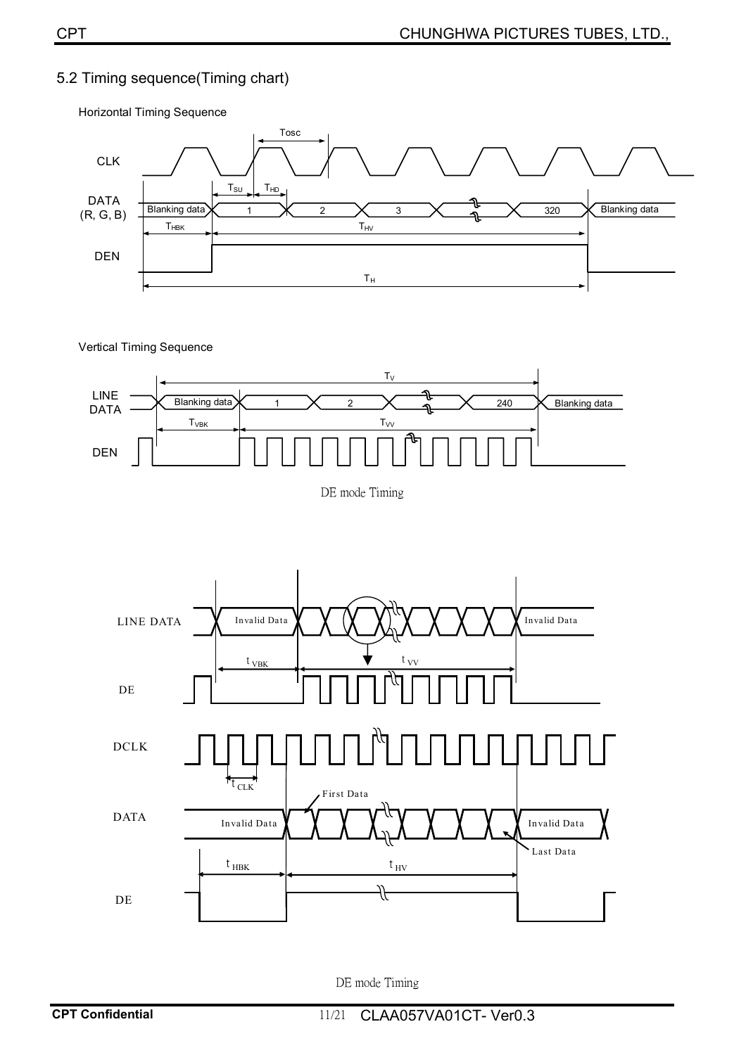## 5.2 Timing sequence(Timing chart)

Horizontal Timing Sequence

CLK

Tosc

DATA (R, G, B)

$T_{SU}$ $T_{HD}$

Blanking data 1 2 3 320 Blanking data

$T_{HBK}$ $T_{HV}$

DEN

$T_H$

Vertical Timing Sequence

$T_V$

LINE DATA

Blanking data 1 2 240 Blanking data

$T_{VBK}$ $T_{VV}$

DEN

DE mode Timing

LINE DATA

Invalid Data Invalid Data

$t_{VBK}$ $t_{VV}$

DE

DCLK

$t_{CLK}$

First Data

DATA

Invalid Data Invalid Data

Last Data

$t_{HBK}$ $t_{HV}$

DE

DE mode Timing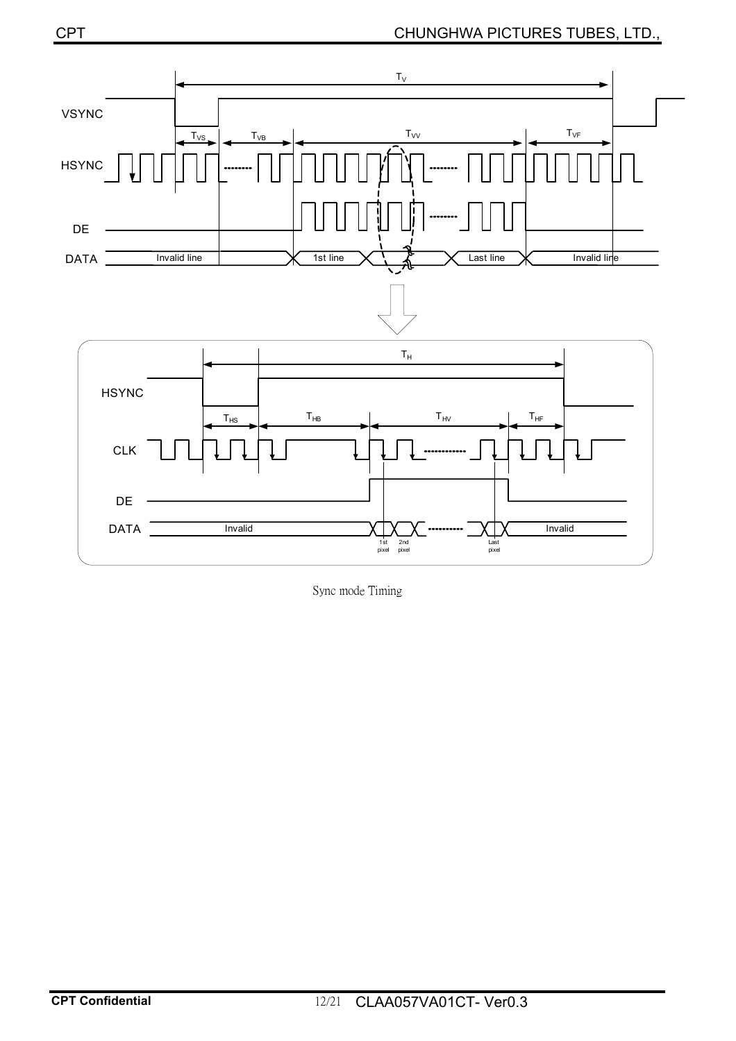Sync mode Timing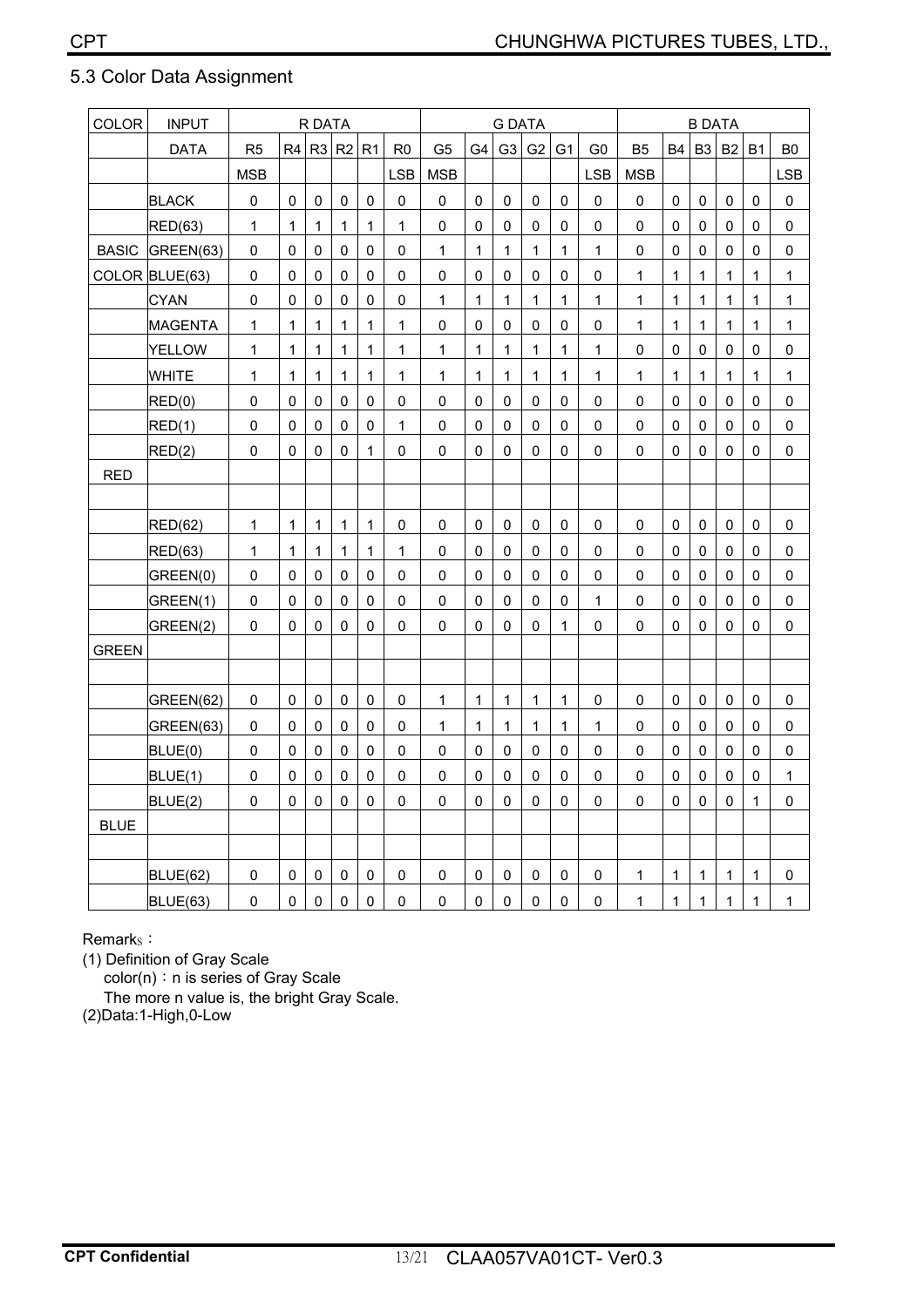## 5.3 Color Data Assignment

| COLOR | INPUT | R DATA | | | | | | G DATA | | | | | | B DATA | | | | | |
|---|---|---|---|---|---|---|---|---|---|---|---|---|---|---|---|---|---|---|---|
| | DATA | R5 | R4 | R3 | R2 | R1 | R0 | G5 | G4 | G3 | G2 | G1 | G0 | B5 | B4 | B3 | B2 | B1 | B0 |
| | | MSB | | | | | LSB | MSB | | | | | LSB | MSB | | | | | LSB |
| | BLACK | 0 | 0 | 0 | 0 | 0 | 0 | 0 | 0 | 0 | 0 | 0 | 0 | 0 | 0 | 0 | 0 | 0 | 0 |
| | RED(63) | 1 | 1 | 1 | 1 | 1 | 1 | 0 | 0 | 0 | 0 | 0 | 0 | 0 | 0 | 0 | 0 | 0 | 0 |
| BASIC | GREEN(63) | 0 | 0 | 0 | 0 | 0 | 0 | 1 | 1 | 1 | 1 | 1 | 1 | 0 | 0 | 0 | 0 | 0 | 0 |
| COLOR | BLUE(63) | 0 | 0 | 0 | 0 | 0 | 0 | 0 | 0 | 0 | 0 | 0 | 0 | 1 | 1 | 1 | 1 | 1 | 1 |
| | CYAN | 0 | 0 | 0 | 0 | 0 | 0 | 1 | 1 | 1 | 1 | 1 | 1 | 1 | 1 | 1 | 1 | 1 | 1 |
| | MAGENTA | 1 | 1 | 1 | 1 | 1 | 1 | 0 | 0 | 0 | 0 | 0 | 0 | 1 | 1 | 1 | 1 | 1 | 1 |
| | YELLOW | 1 | 1 | 1 | 1 | 1 | 1 | 1 | 1 | 1 | 1 | 1 | 1 | 0 | 0 | 0 | 0 | 0 | 0 |
| | WHITE | 1 | 1 | 1 | 1 | 1 | 1 | 1 | 1 | 1 | 1 | 1 | 1 | 1 | 1 | 1 | 1 | 1 | 1 |
| | RED(0) | 0 | 0 | 0 | 0 | 0 | 0 | 0 | 0 | 0 | 0 | 0 | 0 | 0 | 0 | 0 | 0 | 0 | 0 |
| | RED(1) | 0 | 0 | 0 | 0 | 0 | 1 | 0 | 0 | 0 | 0 | 0 | 0 | 0 | 0 | 0 | 0 | 0 | 0 |
| | RED(2) | 0 | 0 | 0 | 0 | 1 | 0 | 0 | 0 | 0 | 0 | 0 | 0 | 0 | 0 | 0 | 0 | 0 | 0 |
| RED | | | | | | | | | | | | | | | | | | | |
| | | | | | | | | | | | | | | | | | | | |
| | RED(62) | 1 | 1 | 1 | 1 | 1 | 0 | 0 | 0 | 0 | 0 | 0 | 0 | 0 | 0 | 0 | 0 | 0 | 0 |
| | RED(63) | 1 | 1 | 1 | 1 | 1 | 1 | 0 | 0 | 0 | 0 | 0 | 0 | 0 | 0 | 0 | 0 | 0 | 0 |
| | GREEN(0) | 0 | 0 | 0 | 0 | 0 | 0 | 0 | 0 | 0 | 0 | 0 | 0 | 0 | 0 | 0 | 0 | 0 | 0 |
| | GREEN(1) | 0 | 0 | 0 | 0 | 0 | 0 | 0 | 0 | 0 | 0 | 0 | 1 | 0 | 0 | 0 | 0 | 0 | 0 |
| | GREEN(2) | 0 | 0 | 0 | 0 | 0 | 0 | 0 | 0 | 0 | 0 | 1 | 0 | 0 | 0 | 0 | 0 | 0 | 0 |
| GREEN | | | | | | | | | | | | | | | | | | | |
| | | | | | | | | | | | | | | | | | | | |
| | GREEN(62) | 0 | 0 | 0 | 0 | 0 | 0 | 1 | 1 | 1 | 1 | 1 | 0 | 0 | 0 | 0 | 0 | 0 | 0 |
| | GREEN(63) | 0 | 0 | 0 | 0 | 0 | 0 | 1 | 1 | 1 | 1 | 1 | 1 | 0 | 0 | 0 | 0 | 0 | 0 |
| | BLUE(0) | 0 | 0 | 0 | 0 | 0 | 0 | 0 | 0 | 0 | 0 | 0 | 0 | 0 | 0 | 0 | 0 | 0 | 0 |
| | BLUE(1) | 0 | 0 | 0 | 0 | 0 | 0 | 0 | 0 | 0 | 0 | 0 | 0 | 0 | 0 | 0 | 0 | 0 | 1 |
| | BLUE(2) | 0 | 0 | 0 | 0 | 0 | 0 | 0 | 0 | 0 | 0 | 0 | 0 | 0 | 0 | 0 | 0 | 1 | 0 |
| BLUE | | | | | | | | | | | | | | | | | | | |
| | | | | | | | | | | | | | | | | | | | |
| | BLUE(62) | 0 | 0 | 0 | 0 | 0 | 0 | 0 | 0 | 0 | 0 | 0 | 0 | 1 | 1 | 1 | 1 | 1 | 0 |
| | BLUE(63) | 0 | 0 | 0 | 0 | 0 | 0 | 0 | 0 | 0 | 0 | 0 | 0 | 1 | 1 | 1 | 1 | 1 | 1 |

Remarks：

(1) Definition of Gray Scale

color(n)：n is series of Gray Scale

The more n value is, the bright Gray Scale.

(2)Data:1-High,0-Low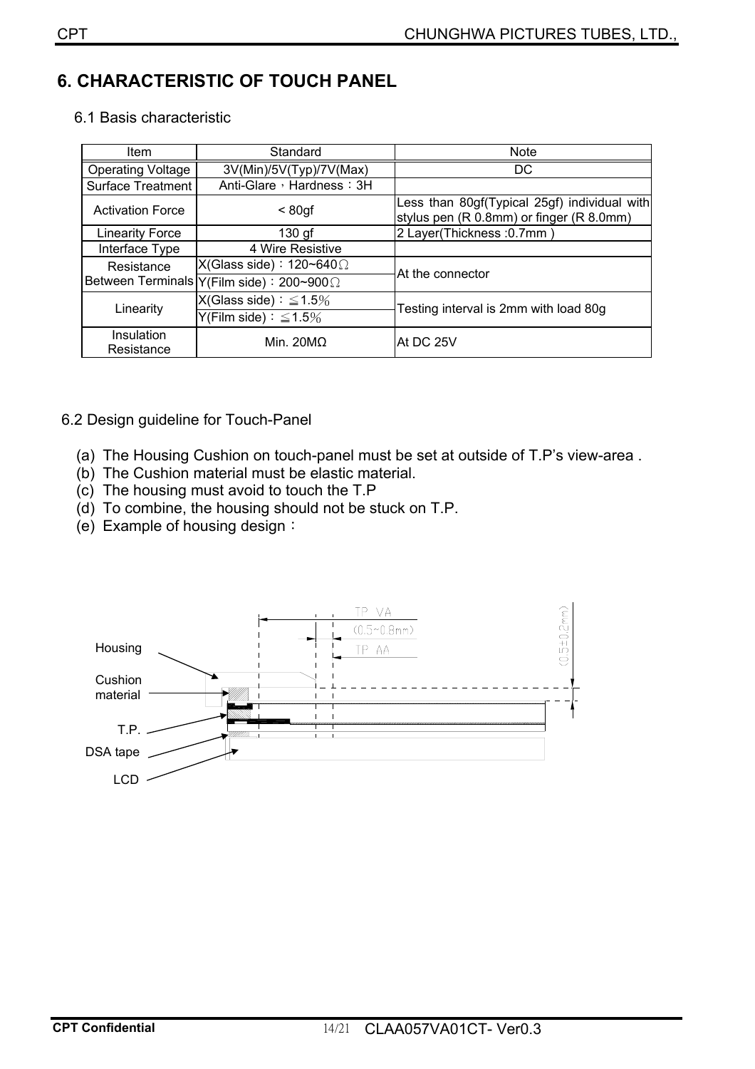# 6. CHARACTERISTIC OF TOUCH PANEL

## 6.1 Basis characteristic

| Item | Standard | Note |
|---|---|---|
| Operating Voltage | 3V(Min)/5V(Typ)/7V(Max) | DC |
| Surface Treatment | Anti-Glare，Hardness：3H | |
| Activation Force | < 80gf | Less than 80gf(Typical 25gf) individual with stylus pen (R 0.8mm) or finger (R 8.0mm) |
| Linearity Force | 130 gf | 2 Layer(Thickness :0.7mm ) |
| Interface Type | 4 Wire Resistive | |
| Resistance Between Terminals | X(Glass side)：120~640Ω | At the connector |
| | Y(Film side)：200~900Ω | |
| Linearity | X(Glass side)：≦1.5% | Testing interval is 2mm with load 80g |
| | Y(Film side)：≦1.5% | |
| Insulation Resistance | Min. 20MΩ | At DC 25V |

## 6.2 Design guideline for Touch-Panel

(a) The Housing Cushion on touch-panel must be set at outside of T.P's view-area .
(b) The Cushion material must be elastic material.
(c) The housing must avoid to touch the T.P
(d) To combine, the housing should not be stuck on T.P.
(e) Example of housing design：

Housing
Cushion material
T.P.
DSA tape
LCD
TP VA
(0.5~0.8mm)
TP AA
(0.5±0.2mm)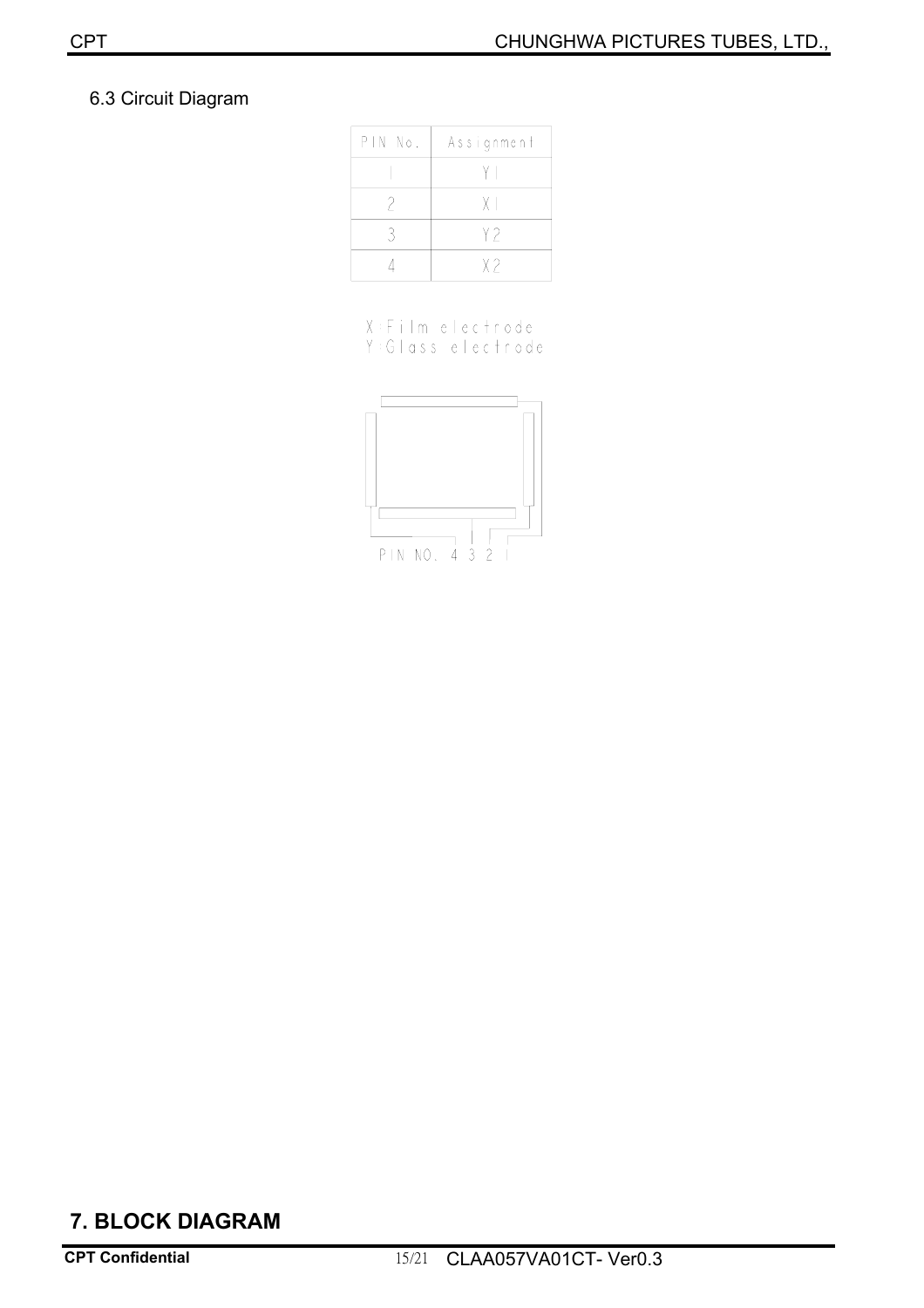## 6.3 Circuit Diagram

| PIN No. | Assignment |
|---|---|
| 1 | Y1 |
| 2 | X1 |
| 3 | Y2 |
| 4 | X2 |

X:Film electrode
Y:Glass electrode

PIN NO. 4 3 2 1

# 7. BLOCK DIAGRAM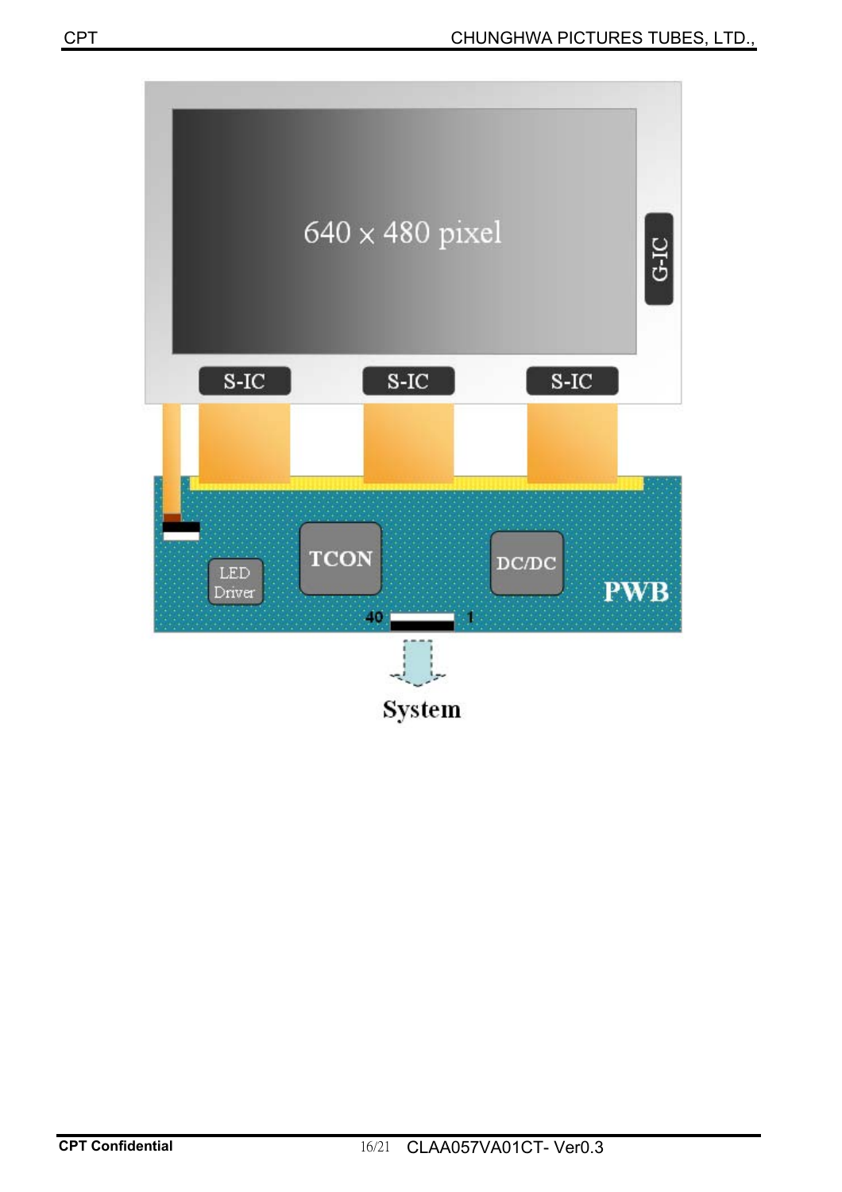640 x 480 pixel

G-IC

S-IC

S-IC

S-IC

LED Driver

TCON

DC/DC

PWB

40

1

System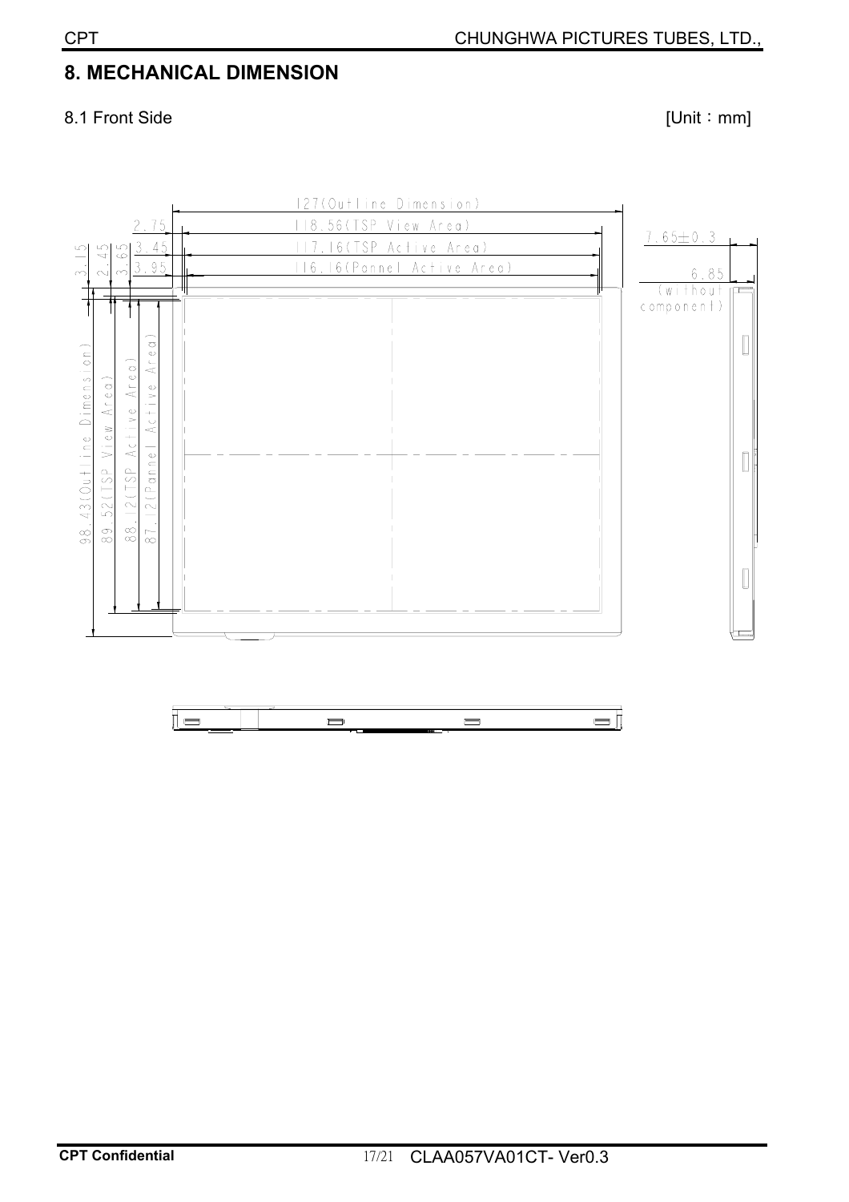# 8. MECHANICAL DIMENSION

8.1 Front Side [Unit：mm]

127(Outline Dimension)

2.75 118.56(TSP View Area)

3.15 2.45 3.65 3.45 117.16(TSP Active Area)

3.95 116.16(Pannel Active Area)

7.65±0.3

6.85 (without component)

98.43(Outline Dimension)

89.52(TSP View Area)

88.12(TSP Active Area)

87.12(Pannel Active Area)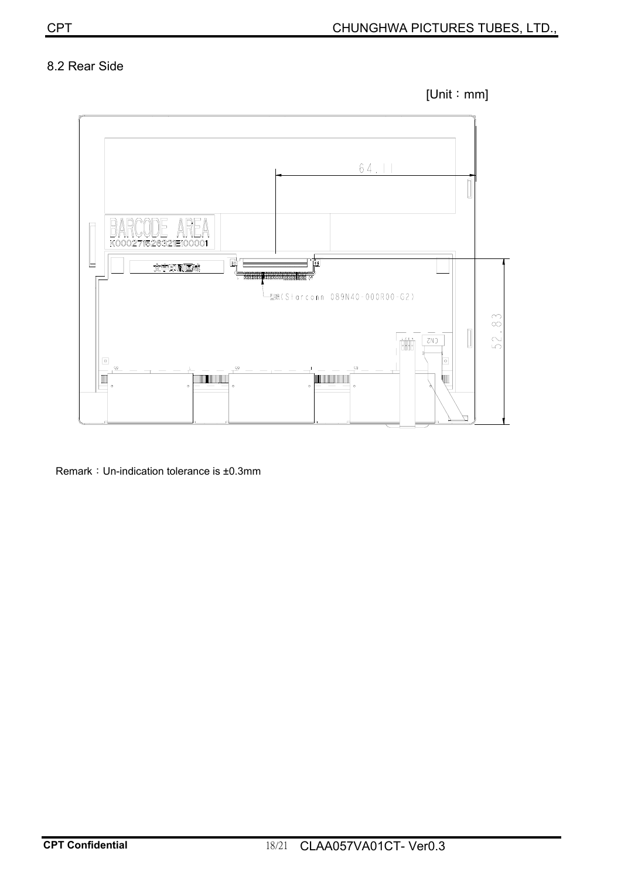## 8.2 Rear Side

[Unit：mm]

64.11

52.83

BARCODE AREA

K00027152632E00001

(Starconn 089N40-000R00-G2)

CN2

Remark：Un-indication tolerance is ±0.3mm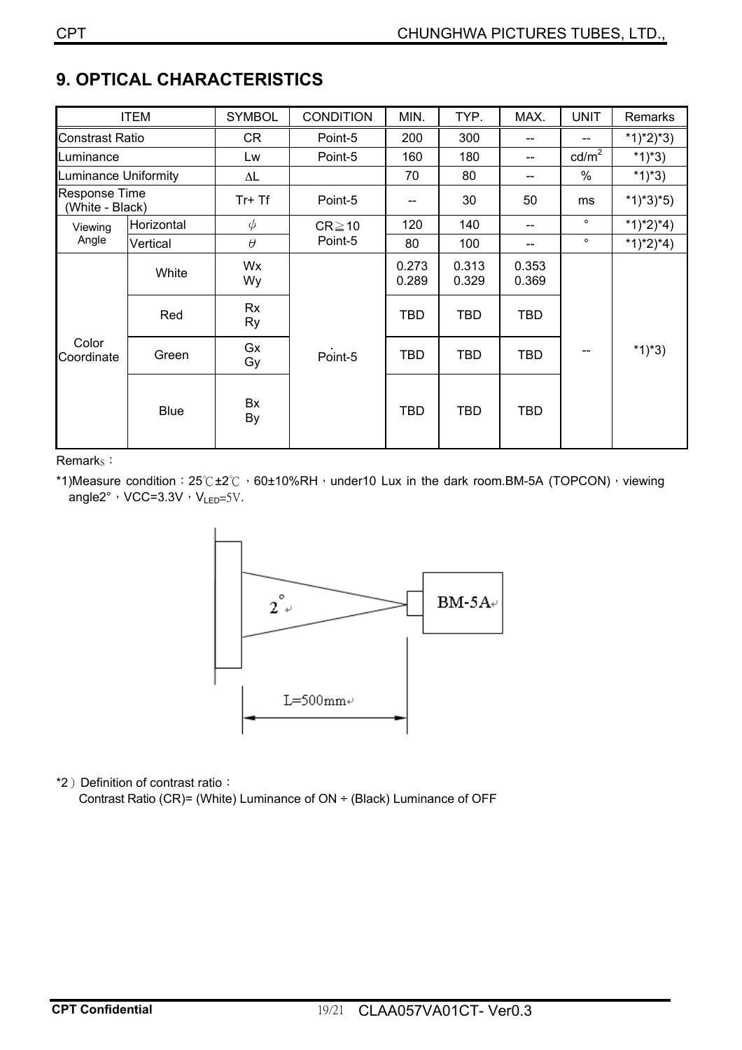## 9. OPTICAL CHARACTERISTICS

| ITEM | | SYMBOL | CONDITION | MIN. | TYP. | MAX. | UNIT | Remarks |
|---|---|---|---|---|---|---|---|---|
| Constrast Ratio | | CR | Point-5 | 200 | 300 | -- | -- | *1)*2)*3) |
| Luminance | | Lw | Point-5 | 160 | 180 | -- | cd/m$^2$ | *1)*3) |
| Luminance Uniformity | | ΔL | | 70 | 80 | -- | % | *1)*3) |
| Response Time (White - Black) | | Tr+ Tf | Point-5 | -- | 30 | 50 | ms | *1)*3)*5) |
| Viewing Angle | Horizontal | $\phi$ | CR≧10 Point-5 | 120 | 140 | -- | ° | *1)*2)*4) |
| | Vertical | $\theta$ | | 80 | 100 | -- | ° | *1)*2)*4) |
| Color Coordinate | White | Wx Wy | Point-5 | 0.273 0.289 | 0.313 0.329 | 0.353 0.369 | -- | *1)*3) |
| | Red | Rx Ry | | TBD | TBD | TBD | | |
| | Green | Gx Gy | | TBD | TBD | TBD | | |
| | Blue | Bx By | | TBD | TBD | TBD | | |

Remarks：

*1)Measure condition：25℃±2℃，60±10%RH，under10 Lux in the dark room.BM-5A (TOPCON)，viewing angle2°，VCC=3.3V，$V_{LED}$=5V.

2°

BM-5A

L=500mm

*2）Definition of contrast ratio：

Contrast Ratio (CR)= (White) Luminance of ON ÷ (Black) Luminance of OFF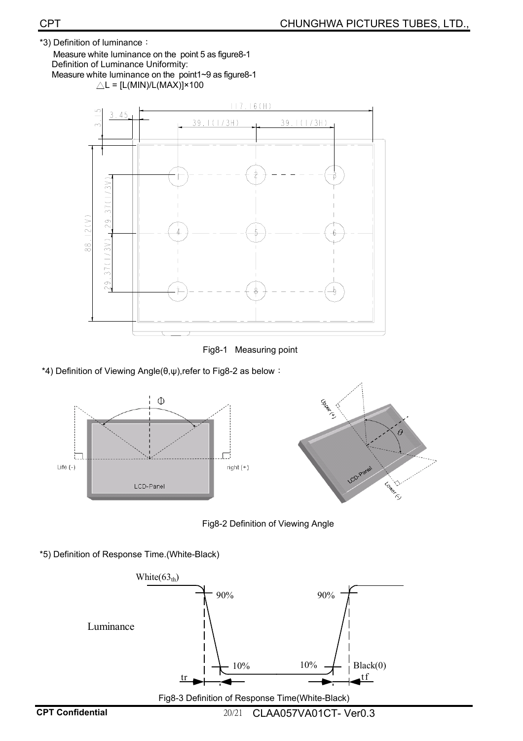*3) Definition of luminance：

Measure white luminance on the point 5 as figure8-1

Definition of Luminance Uniformity:

Measure white luminance on the point1~9 as figure8-1

$\triangle L = [L(MIN)/L(MAX)] \times 100$

Fig8-1 Measuring point

*4) Definition of Viewing Angle(θ,ψ),refer to Fig8-2 as below：

Fig8-2 Definition of Viewing Angle

*5) Definition of Response Time.(White-Black)

Fig8-3 Definition of Response Time(White-Black)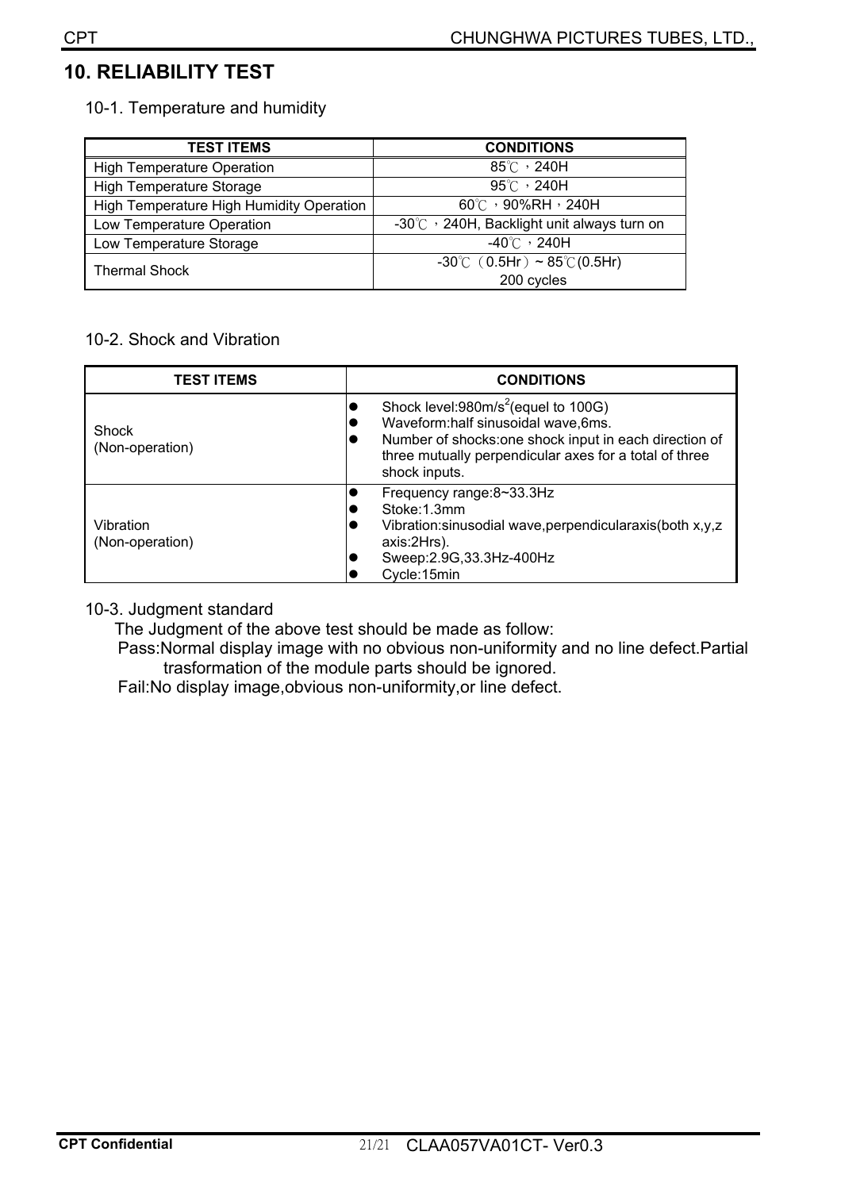## 10. RELIABILITY TEST

10-1. Temperature and humidity

| TEST ITEMS | CONDITIONS |
|---|---|
| High Temperature Operation | 85℃，240H |
| High Temperature Storage | 95℃，240H |
| High Temperature High Humidity Operation | 60℃，90%RH，240H |
| Low Temperature Operation | -30℃，240H, Backlight unit always turn on |
| Low Temperature Storage | -40℃，240H |
| Thermal Shock | -30℃（0.5Hr）~ 85℃(0.5Hr) 200 cycles |

10-2. Shock and Vibration

| TEST ITEMS | CONDITIONS |
|---|---|
| Shock (Non-operation) | • Shock level:980m/s$^2$(equel to 100G) • Waveform:half sinusoidal wave,6ms. • Number of shocks:one shock input in each direction of three mutually perpendicular axes for a total of three shock inputs. |
| Vibration (Non-operation) | • Frequency range:8~33.3Hz • Stoke:1.3mm • Vibration:sinusodial wave,perpendicularaxis(both x,y,z axis:2Hrs). • Sweep:2.9G,33.3Hz-400Hz • Cycle:15min |

10-3. Judgment standard

The Judgment of the above test should be made as follow:

Pass:Normal display image with no obvious non-uniformity and no line defect.Partial trasformation of the module parts should be ignored.

Fail:No display image,obvious non-uniformity,or line defect.